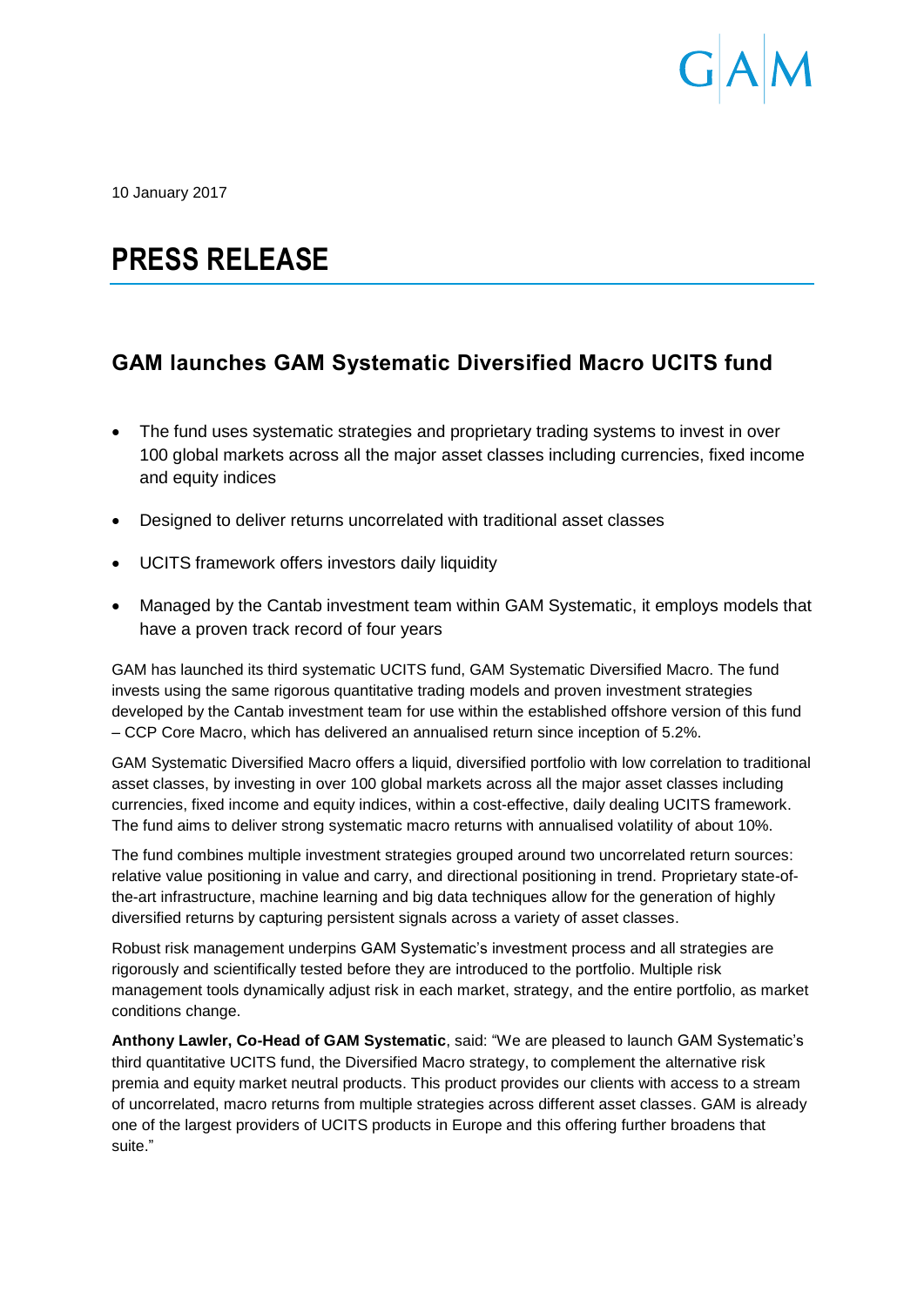10 January 2017

# PRESS RELEASE

## GAM launches GAM Systematic Diversified Macro UCITS fund

- The fund uses systematic strategies and proprietary trading systems to invest in over 100 global markets across all the major asset classes including currencies, fixed income and equity indices
- Designed to deliver returns uncorrelated with traditional asset classes
- UCITS framework offers investors daily liquidity
- Managed by the Cantab investment team within GAM Systematic, it employs models that have a proven track record of four years

GAM has launched its third systematic UCITS fund, GAM Systematic Diversified Macro. The fund invests using the same rigorous quantitative trading models and proven investment strategies developed by the Cantab investment team for use within the established offshore version of this fund – CCP Core Macro, which has delivered an annualised return since inception of 5.2%.

GAM Systematic Diversified Macro offers a liquid, diversified portfolio with low correlation to traditional asset classes, by investing in over 100 global markets across all the major asset classes including currencies, fixed income and equity indices, within a cost-effective, daily dealing UCITS framework. The fund aims to deliver strong systematic macro returns with annualised volatility of about 10%.

The fund combines multiple investment strategies grouped around two uncorrelated return sources: relative value positioning in value and carry, and directional positioning in trend. Proprietary state-of-the-art infrastructure, machine learning and big data techniques allow for the generation of highly diversified returns by capturing persistent signals across a variety of asset classes.

Robust risk management underpins GAM Systematic's investment process and all strategies are rigorously and scientifically tested before they are introduced to the portfolio. Multiple risk management tools dynamically adjust risk in each market, strategy, and the entire portfolio, as market conditions change.

**Anthony Lawler, Co-Head of GAM Systematic**, said: "We are pleased to launch GAM Systematic's third quantitative UCITS fund, the Diversified Macro strategy, to complement the alternative risk premia and equity market neutral products. This product provides our clients with access to a stream of uncorrelated, macro returns from multiple strategies across different asset classes. GAM is already one of the largest providers of UCITS products in Europe and this offering further broadens that suite."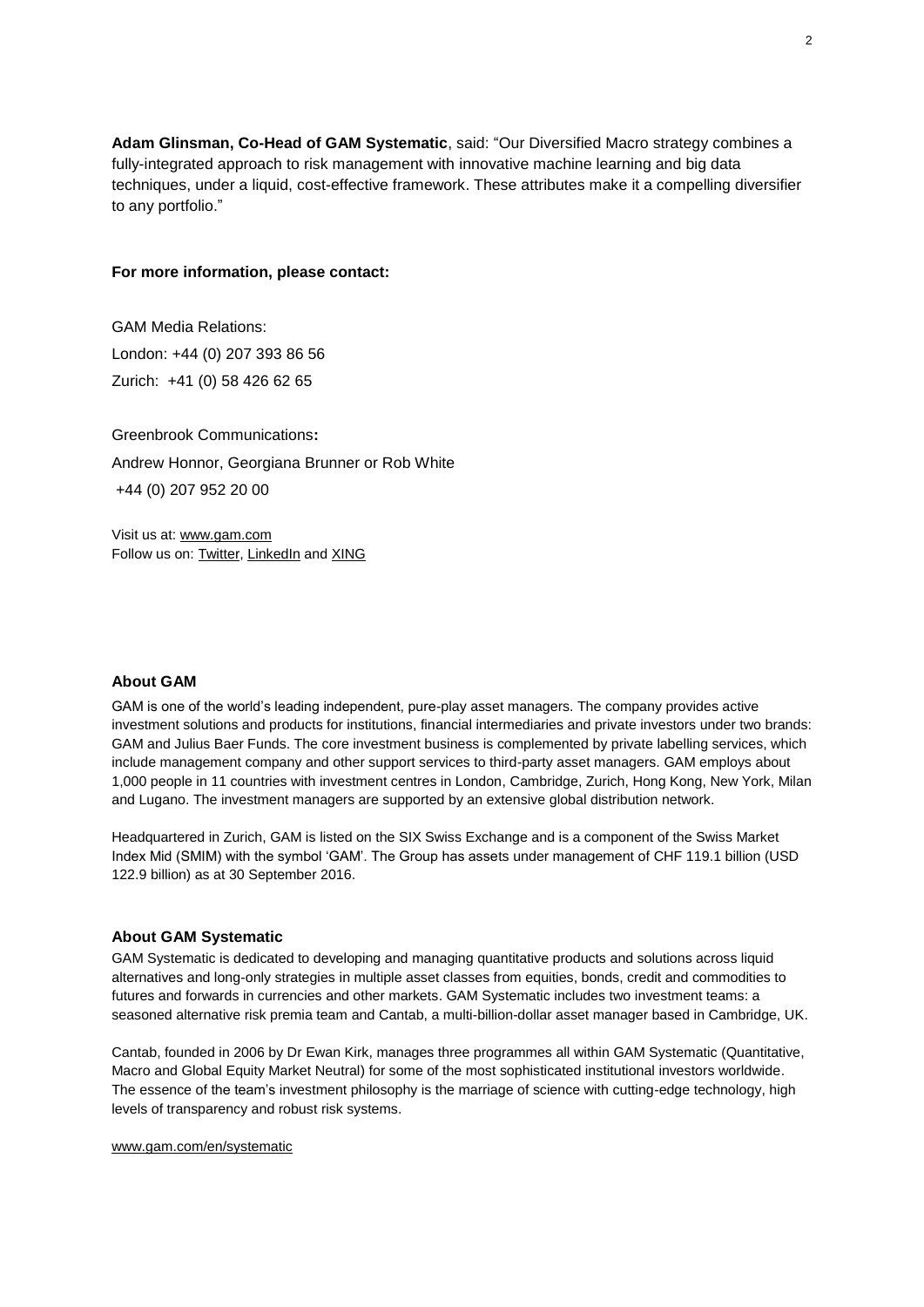**Adam Glinsman, Co-Head of GAM Systematic**, said: "Our Diversified Macro strategy combines a fully-integrated approach to risk management with innovative machine learning and big data techniques, under a liquid, cost-effective framework. These attributes make it a compelling diversifier to any portfolio."

**For more information, please contact:**

GAM Media Relations:
London: +44 (0) 207 393 86 56
Zurich: +41 (0) 58 426 62 65

Greenbrook Communications**:**
Andrew Honnor, Georgiana Brunner or Rob White
+44 (0) 207 952 20 00

Visit us at: www.gam.com
Follow us on: Twitter, LinkedIn and XING

### About GAM

GAM is one of the world's leading independent, pure-play asset managers. The company provides active investment solutions and products for institutions, financial intermediaries and private investors under two brands: GAM and Julius Baer Funds. The core investment business is complemented by private labelling services, which include management company and other support services to third-party asset managers. GAM employs about 1,000 people in 11 countries with investment centres in London, Cambridge, Zurich, Hong Kong, New York, Milan and Lugano. The investment managers are supported by an extensive global distribution network.

Headquartered in Zurich, GAM is listed on the SIX Swiss Exchange and is a component of the Swiss Market Index Mid (SMIM) with the symbol 'GAM'. The Group has assets under management of CHF 119.1 billion (USD 122.9 billion) as at 30 September 2016.

### About GAM Systematic

GAM Systematic is dedicated to developing and managing quantitative products and solutions across liquid alternatives and long-only strategies in multiple asset classes from equities, bonds, credit and commodities to futures and forwards in currencies and other markets. GAM Systematic includes two investment teams: a seasoned alternative risk premia team and Cantab, a multi-billion-dollar asset manager based in Cambridge, UK.

Cantab, founded in 2006 by Dr Ewan Kirk, manages three programmes all within GAM Systematic (Quantitative, Macro and Global Equity Market Neutral) for some of the most sophisticated institutional investors worldwide. The essence of the team's investment philosophy is the marriage of science with cutting-edge technology, high levels of transparency and robust risk systems.

www.gam.com/en/systematic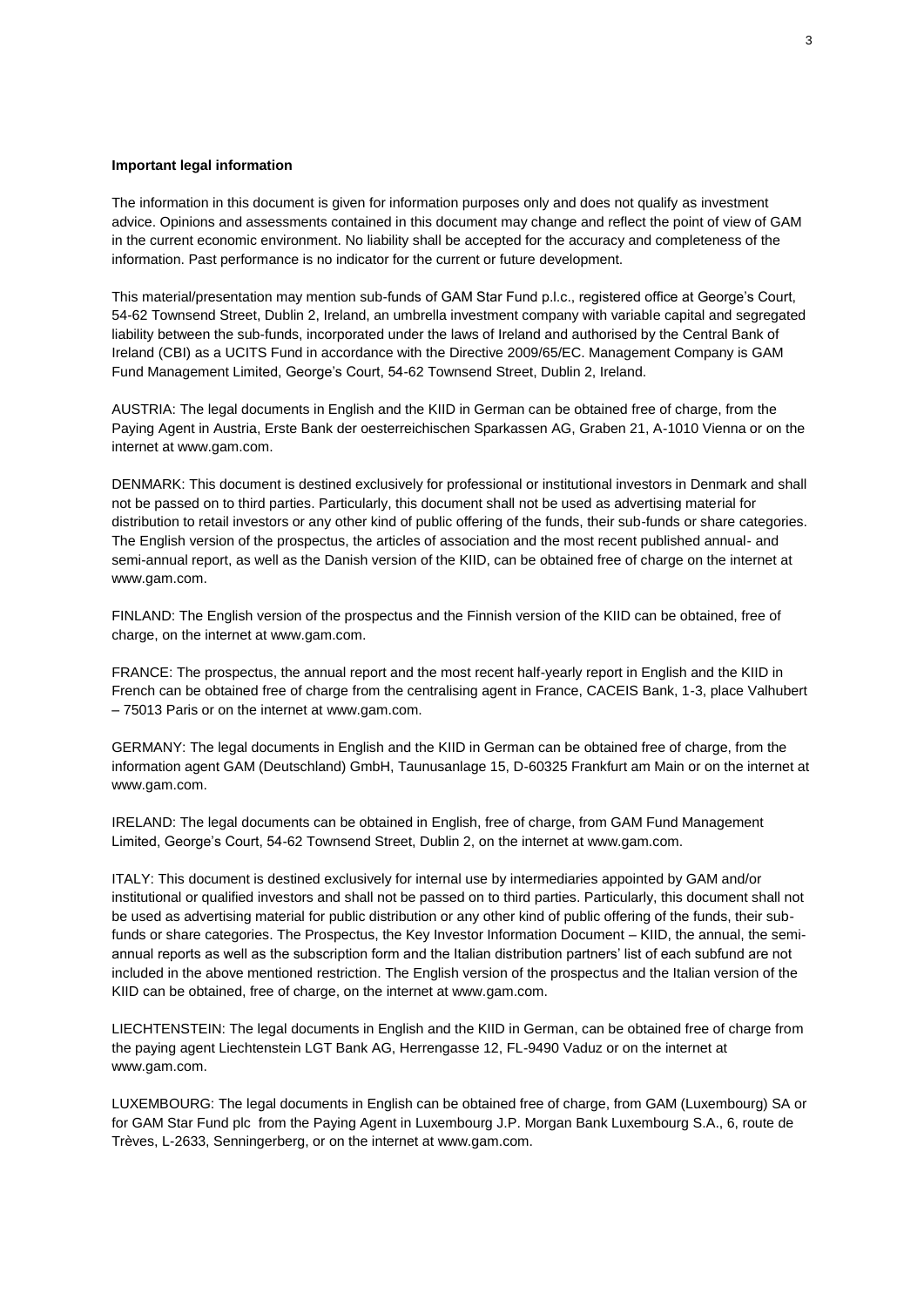**Important legal information**

The information in this document is given for information purposes only and does not qualify as investment advice. Opinions and assessments contained in this document may change and reflect the point of view of GAM in the current economic environment. No liability shall be accepted for the accuracy and completeness of the information. Past performance is no indicator for the current or future development.

This material/presentation may mention sub-funds of GAM Star Fund p.l.c., registered office at George's Court, 54-62 Townsend Street, Dublin 2, Ireland, an umbrella investment company with variable capital and segregated liability between the sub-funds, incorporated under the laws of Ireland and authorised by the Central Bank of Ireland (CBI) as a UCITS Fund in accordance with the Directive 2009/65/EC. Management Company is GAM Fund Management Limited, George's Court, 54-62 Townsend Street, Dublin 2, Ireland.

AUSTRIA: The legal documents in English and the KIID in German can be obtained free of charge, from the Paying Agent in Austria, Erste Bank der oesterreichischen Sparkassen AG, Graben 21, A-1010 Vienna or on the internet at www.gam.com.

DENMARK: This document is destined exclusively for professional or institutional investors in Denmark and shall not be passed on to third parties. Particularly, this document shall not be used as advertising material for distribution to retail investors or any other kind of public offering of the funds, their sub-funds or share categories. The English version of the prospectus, the articles of association and the most recent published annual- and semi-annual report, as well as the Danish version of the KIID, can be obtained free of charge on the internet at www.gam.com.

FINLAND: The English version of the prospectus and the Finnish version of the KIID can be obtained, free of charge, on the internet at www.gam.com.

FRANCE: The prospectus, the annual report and the most recent half-yearly report in English and the KIID in French can be obtained free of charge from the centralising agent in France, CACEIS Bank, 1-3, place Valhubert – 75013 Paris or on the internet at www.gam.com.

GERMANY: The legal documents in English and the KIID in German can be obtained free of charge, from the information agent GAM (Deutschland) GmbH, Taunusanlage 15, D-60325 Frankfurt am Main or on the internet at www.gam.com.

IRELAND: The legal documents can be obtained in English, free of charge, from GAM Fund Management Limited, George's Court, 54-62 Townsend Street, Dublin 2, on the internet at www.gam.com.

ITALY: This document is destined exclusively for internal use by intermediaries appointed by GAM and/or institutional or qualified investors and shall not be passed on to third parties. Particularly, this document shall not be used as advertising material for public distribution or any other kind of public offering of the funds, their sub-funds or share categories. The Prospectus, the Key Investor Information Document – KIID, the annual, the semi-annual reports as well as the subscription form and the Italian distribution partners' list of each subfund are not included in the above mentioned restriction. The English version of the prospectus and the Italian version of the KIID can be obtained, free of charge, on the internet at www.gam.com.

LIECHTENSTEIN: The legal documents in English and the KIID in German, can be obtained free of charge from the paying agent Liechtenstein LGT Bank AG, Herrengasse 12, FL-9490 Vaduz or on the internet at www.gam.com.

LUXEMBOURG: The legal documents in English can be obtained free of charge, from GAM (Luxembourg) SA or for GAM Star Fund plc from the Paying Agent in Luxembourg J.P. Morgan Bank Luxembourg S.A., 6, route de Trèves, L-2633, Senningerberg, or on the internet at www.gam.com.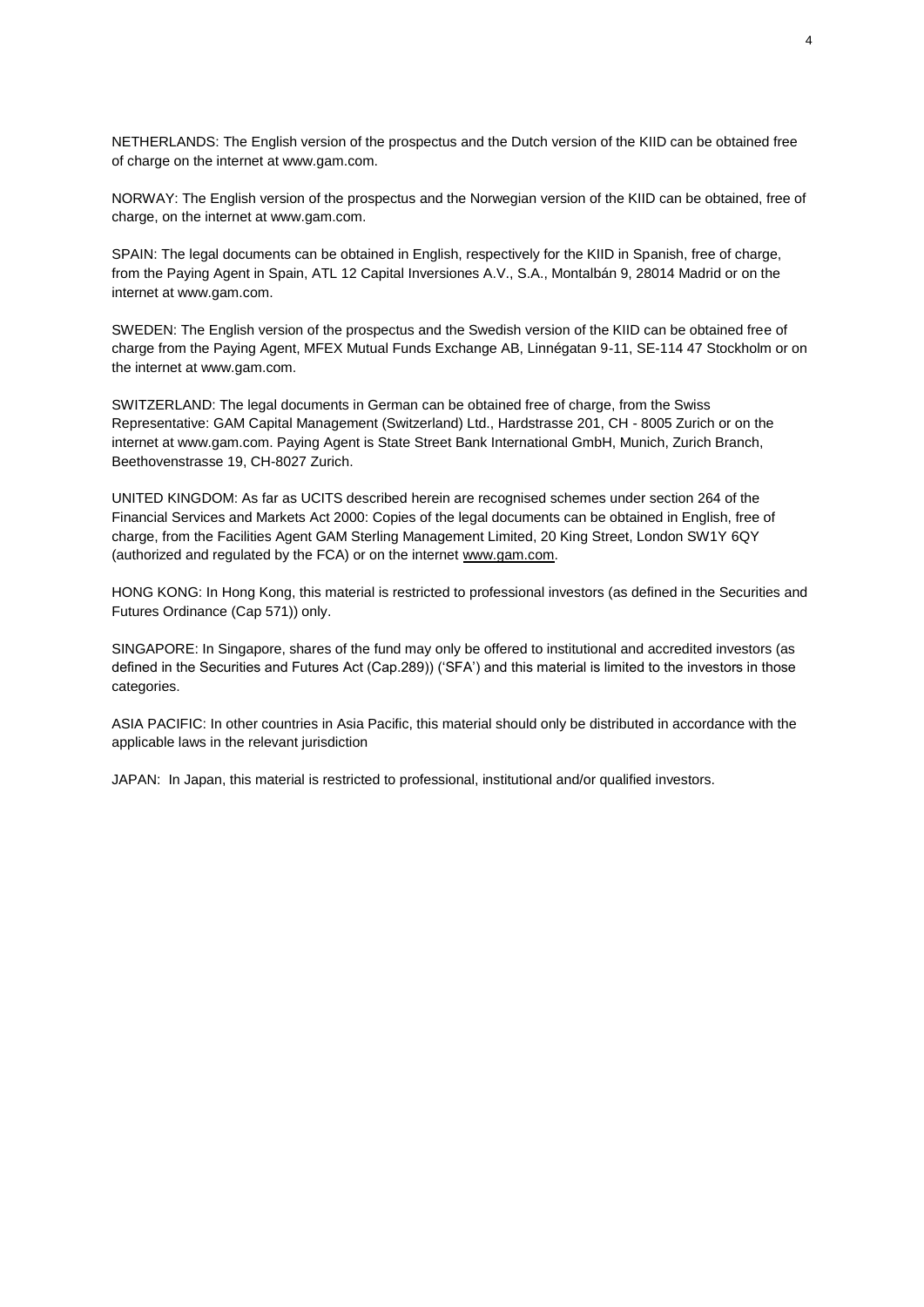NETHERLANDS: The English version of the prospectus and the Dutch version of the KIID can be obtained free of charge on the internet at www.gam.com.

NORWAY: The English version of the prospectus and the Norwegian version of the KIID can be obtained, free of charge, on the internet at www.gam.com.

SPAIN: The legal documents can be obtained in English, respectively for the KIID in Spanish, free of charge, from the Paying Agent in Spain, ATL 12 Capital Inversiones A.V., S.A., Montalbán 9, 28014 Madrid or on the internet at www.gam.com.

SWEDEN: The English version of the prospectus and the Swedish version of the KIID can be obtained free of charge from the Paying Agent, MFEX Mutual Funds Exchange AB, Linnégatan 9-11, SE-114 47 Stockholm or on the internet at www.gam.com.

SWITZERLAND: The legal documents in German can be obtained free of charge, from the Swiss Representative: GAM Capital Management (Switzerland) Ltd., Hardstrasse 201, CH - 8005 Zurich or on the internet at www.gam.com. Paying Agent is State Street Bank International GmbH, Munich, Zurich Branch, Beethovenstrasse 19, CH-8027 Zurich.

UNITED KINGDOM: As far as UCITS described herein are recognised schemes under section 264 of the Financial Services and Markets Act 2000: Copies of the legal documents can be obtained in English, free of charge, from the Facilities Agent GAM Sterling Management Limited, 20 King Street, London SW1Y 6QY (authorized and regulated by the FCA) or on the internet www.gam.com.

HONG KONG: In Hong Kong, this material is restricted to professional investors (as defined in the Securities and Futures Ordinance (Cap 571)) only.

SINGAPORE: In Singapore, shares of the fund may only be offered to institutional and accredited investors (as defined in the Securities and Futures Act (Cap.289)) ('SFA') and this material is limited to the investors in those categories.

ASIA PACIFIC: In other countries in Asia Pacific, this material should only be distributed in accordance with the applicable laws in the relevant jurisdiction

JAPAN: In Japan, this material is restricted to professional, institutional and/or qualified investors.